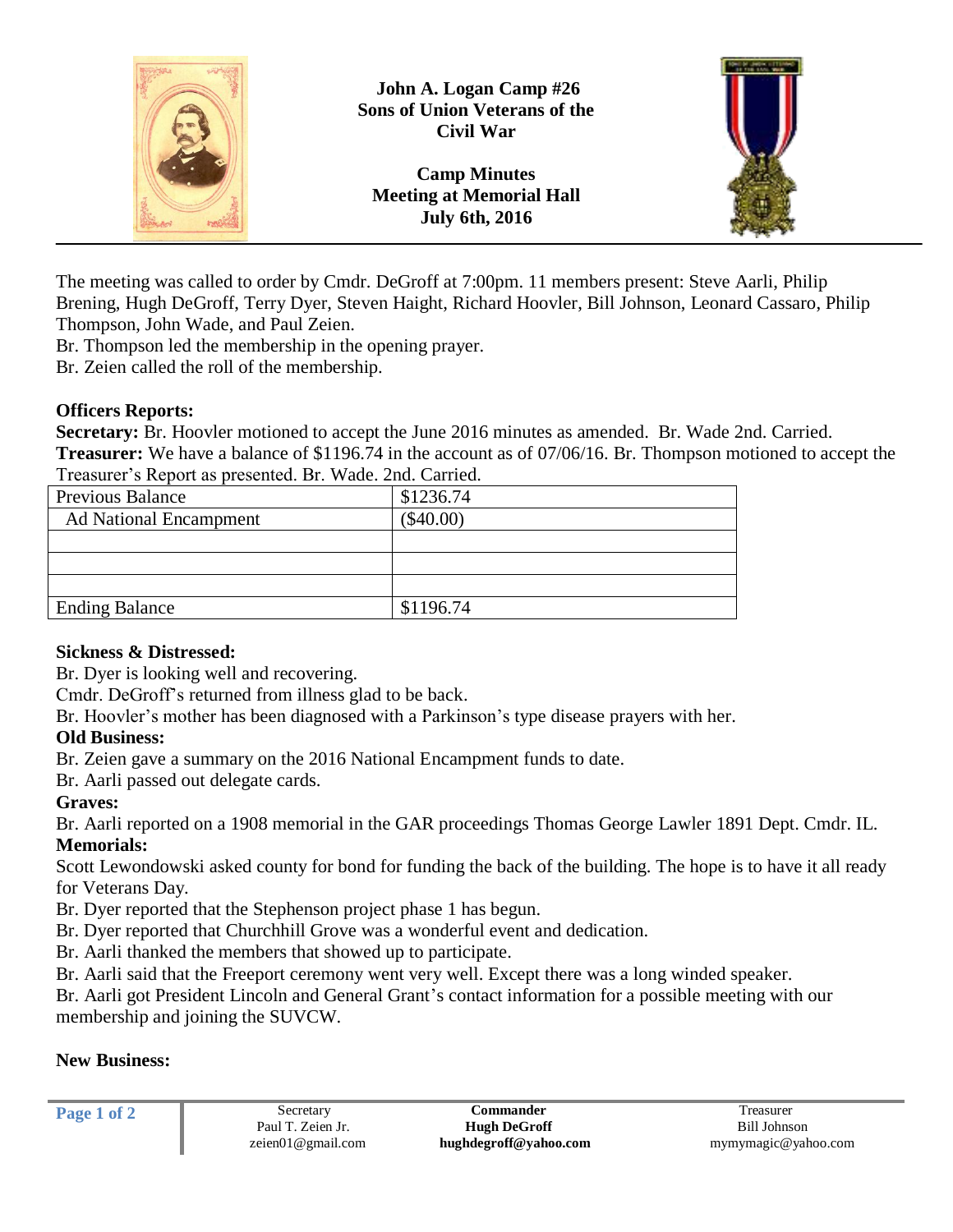**John A. Logan Camp #26**
**Sons of Union Veterans of the Civil War**

**Camp Minutes**
**Meeting at Memorial Hall**
**July 6th, 2016**

The meeting was called to order by Cmdr. DeGroff at 7:00pm. 11 members present: Steve Aarli, Philip Brening, Hugh DeGroff, Terry Dyer, Steven Haight, Richard Hoovler, Bill Johnson, Leonard Cassaro, Philip Thompson, John Wade, and Paul Zeien.
Br. Thompson led the membership in the opening prayer.
Br. Zeien called the roll of the membership.

**Officers Reports:**
**Secretary:** Br. Hoovler motioned to accept the June 2016 minutes as amended. Br. Wade 2nd. Carried.
**Treasurer:** We have a balance of $1196.74 in the account as of 07/06/16. Br. Thompson motioned to accept the Treasurer's Report as presented. Br. Wade. 2nd. Carried.

| Previous Balance | $1236.74 |
|---|---|
| Ad National Encampment | ($40.00) |
| | |
| | |
| | |
| Ending Balance | $1196.74 |

**Sickness & Distressed:**
Br. Dyer is looking well and recovering.
Cmdr. DeGroff's returned from illness glad to be back.
Br. Hoovler's mother has been diagnosed with a Parkinson's type disease prayers with her.
**Old Business:**
Br. Zeien gave a summary on the 2016 National Encampment funds to date.
Br. Aarli passed out delegate cards.
**Graves:**
Br. Aarli reported on a 1908 memorial in the GAR proceedings Thomas George Lawler 1891 Dept. Cmdr. IL.
**Memorials:**
Scott Lewondowski asked county for bond for funding the back of the building. The hope is to have it all ready for Veterans Day.
Br. Dyer reported that the Stephenson project phase 1 has begun.
Br. Dyer reported that Churchhill Grove was a wonderful event and dedication.
Br. Aarli thanked the members that showed up to participate.
Br. Aarli said that the Freeport ceremony went very well. Except there was a long winded speaker.
Br. Aarli got President Lincoln and General Grant's contact information for a possible meeting with our membership and joining the SUVCW.

**New Business:**

Secretary
Paul T. Zeien Jr.
zeien01@gmail.com

**Commander**
**Hugh DeGroff**
**hughdegroff@yahoo.com**

Treasurer
Bill Johnson
mymymagic@yahoo.com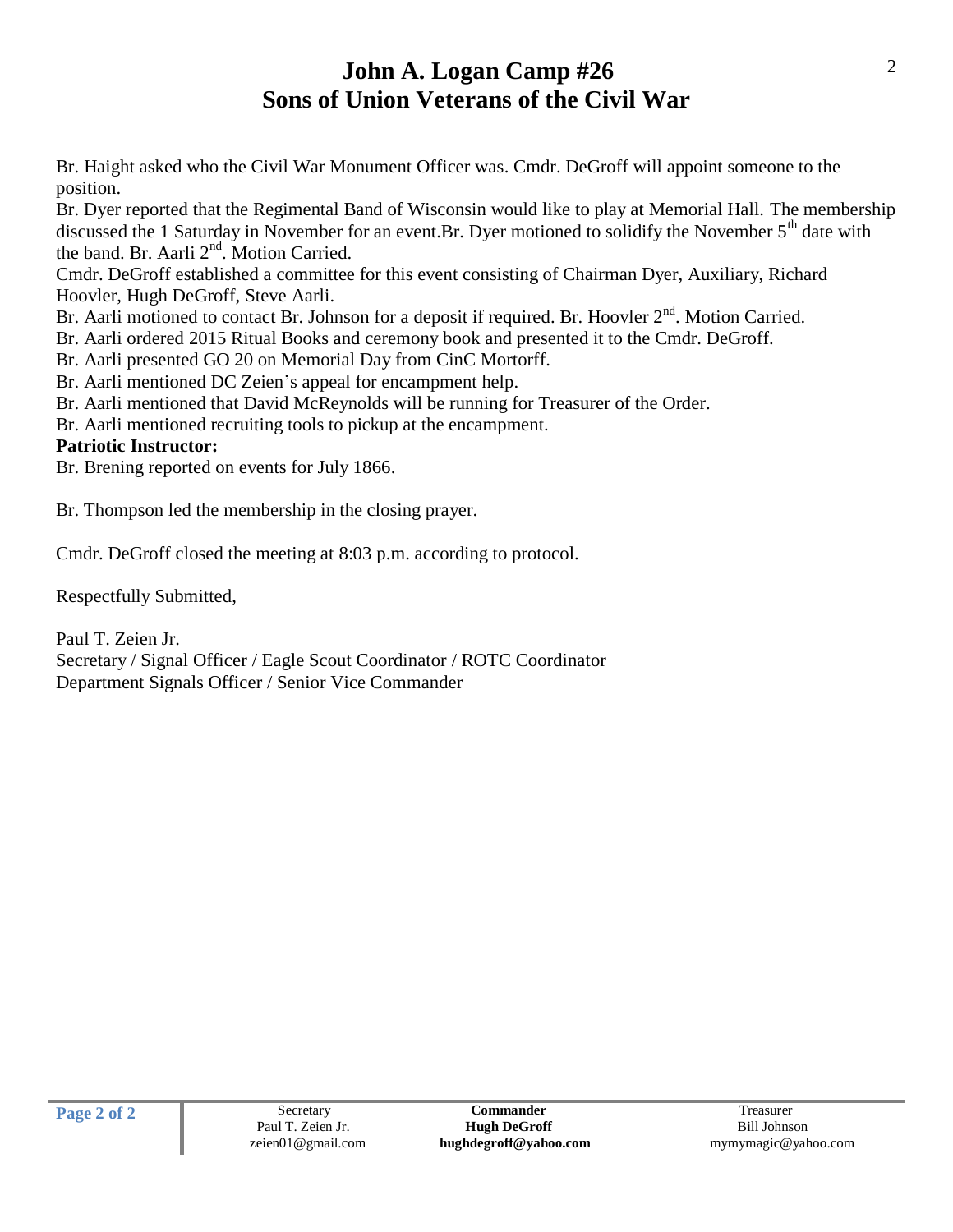Br. Haight asked who the Civil War Monument Officer was. Cmdr. DeGroff will appoint someone to the position.

Br. Dyer reported that the Regimental Band of Wisconsin would like to play at Memorial Hall. The membership discussed the 1 Saturday in November for an event.Br. Dyer motioned to solidify the November 5th date with the band. Br. Aarli 2nd. Motion Carried.

Cmdr. DeGroff established a committee for this event consisting of Chairman Dyer, Auxiliary, Richard Hoovler, Hugh DeGroff, Steve Aarli.

Br. Aarli motioned to contact Br. Johnson for a deposit if required. Br. Hoovler 2nd. Motion Carried.

Br. Aarli ordered 2015 Ritual Books and ceremony book and presented it to the Cmdr. DeGroff.

Br. Aarli presented GO 20 on Memorial Day from CinC Mortorff.

Br. Aarli mentioned DC Zeien's appeal for encampment help.

Br. Aarli mentioned that David McReynolds will be running for Treasurer of the Order.

Br. Aarli mentioned recruiting tools to pickup at the encampment.

**Patriotic Instructor:**

Br. Brening reported on events for July 1866.

Br. Thompson led the membership in the closing prayer.

Cmdr. DeGroff closed the meeting at 8:03 p.m. according to protocol.

Respectfully Submitted,

Paul T. Zeien Jr.
Secretary / Signal Officer / Eagle Scout Coordinator / ROTC Coordinator
Department Signals Officer / Senior Vice Commander

| Secretary | **Commander** | Treasurer |
|---|---|---|
| Paul T. Zeien Jr. | **Hugh DeGroff** | Bill Johnson |
| zeien01@gmail.com | **hughdegroff@yahoo.com** | mymymagic@yahoo.com |